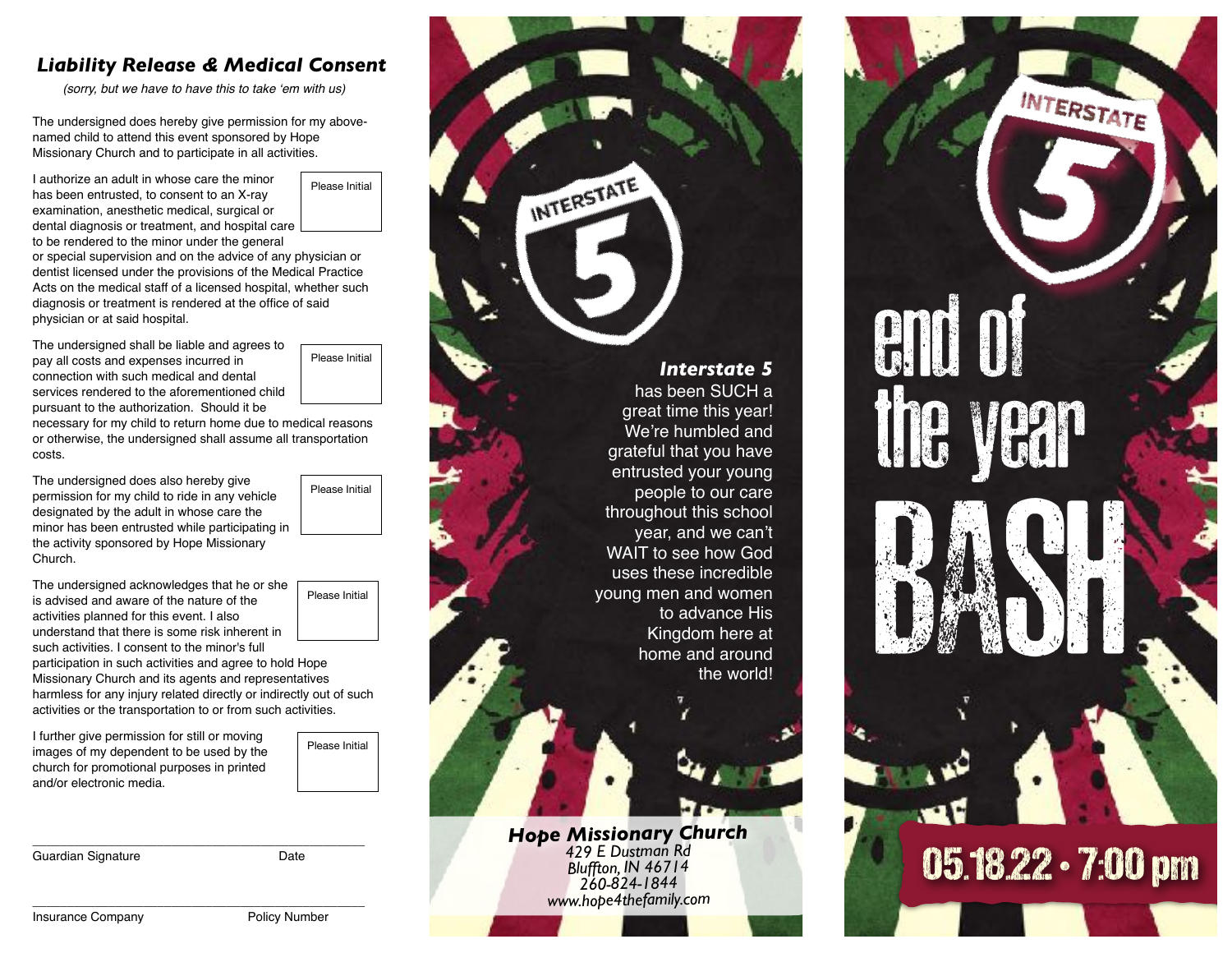## *Liability Release & Medical Consent*

*(sorry, but we have to have this to take 'em with us)*

The undersigned does hereby give permission for my above-named child to attend this event sponsored by Hope Missionary Church and to participate in all activities.

I authorize an adult in whose care the minor has been entrusted, to consent to an X-ray examination, anesthetic medical, surgical or dental diagnosis or treatment, and hospital care to be rendered to the minor under the general or special supervision and on the advice of any physician or dentist licensed under the provisions of the Medical Practice Acts on the medical staff of a licensed hospital, whether such diagnosis or treatment is rendered at the office of said physician or at said hospital.

Please Initial

The undersigned shall be liable and agrees to pay all costs and expenses incurred in connection with such medical and dental services rendered to the aforementioned child pursuant to the authorization. Should it be necessary for my child to return home due to medical reasons or otherwise, the undersigned shall assume all transportation costs.

Please Initial

The undersigned does also hereby give permission for my child to ride in any vehicle designated by the adult in whose care the minor has been entrusted while participating in the activity sponsored by Hope Missionary Church.

Please Initial

The undersigned acknowledges that he or she is advised and aware of the nature of the activities planned for this event. I also understand that there is some risk inherent in such activities. I consent to the minor's full participation in such activities and agree to hold Hope Missionary Church and its agents and representatives harmless for any injury related directly or indirectly out of such activities or the transportation to or from such activities.

Please Initial

I further give permission for still or moving images of my dependent to be used by the church for promotional purposes in printed and/or electronic media.

Please Initial

\_\_\_\_\_\_\_\_\_\_\_\_\_\_\_\_\_\_\_\_\_\_\_\_\_\_\_\_\_\_\_\_\_\_\_\_\_\_\_\_\_\_\_\_

Guardian Signature Date

\_\_\_\_\_\_\_\_\_\_\_\_\_\_\_\_\_\_\_\_\_\_\_\_\_\_\_\_\_\_\_\_\_\_\_\_\_\_\_\_\_\_\_\_

Insurance Company Policy Number

INTERSTATE 5

***Interstate 5*** has been SUCH a great time this year! We're humbled and grateful that you have entrusted your young people to our care throughout this school year, and we can't WAIT to see how God uses these incredible young men and women to advance His Kingdom here at home and around the world!

***Hope Missionary Church***
*429 E Dustman Rd*
*Bluffton, IN 46714*
*260-824-1844*
*www.hope4thefamily.com*

INTERSTATE 5

# end of the year BASH

**05.18.22 • 7:00 pm**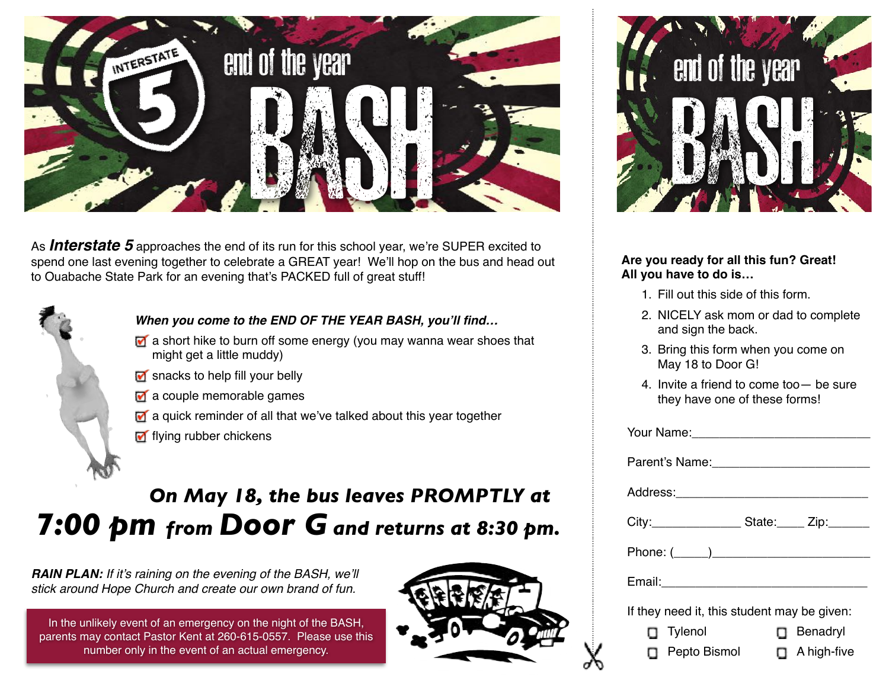# INTERSTATE 5 end of the year BASH

As ***Interstate 5*** approaches the end of its run for this school year, we're SUPER excited to spend one last evening together to celebrate a GREAT year! We'll hop on the bus and head out to Ouabache State Park for an evening that's PACKED full of great stuff!

***When you come to the END OF THE YEAR BASH, you'll find…***

- [x] a short hike to burn off some energy (you may wanna wear shoes that might get a little muddy)
- [x] snacks to help fill your belly
- [x] a couple memorable games
- [x] a quick reminder of all that we've talked about this year together
- [x] flying rubber chickens

## *On May 18, the bus leaves PROMPTLY at 7:00 pm from Door G and returns at 8:30 pm.*

***RAIN PLAN:*** *If it's raining on the evening of the BASH, we'll stick around Hope Church and create our own brand of fun.*

In the unlikely event of an emergency on the night of the BASH, parents may contact Pastor Kent at 260-615-0557. Please use this number only in the event of an actual emergency.

# end of the year BASH

**Are you ready for all this fun? Great!**
**All you have to do is…**

1. Fill out this side of this form.
2. NICELY ask mom or dad to complete and sign the back.
3. Bring this form when you come on May 18 to Door G!
4. Invite a friend to come too— be sure they have one of these forms!

Your Name:___________________________

Parent's Name:________________________

Address:_____________________________

City:_____________ State:____ Zip:______

Phone: (_____)________________________

Email:_______________________________

If they need it, this student may be given:

- [ ] Tylenol
- [ ] Benadryl
- [ ] Pepto Bismol
- [ ] A high-five